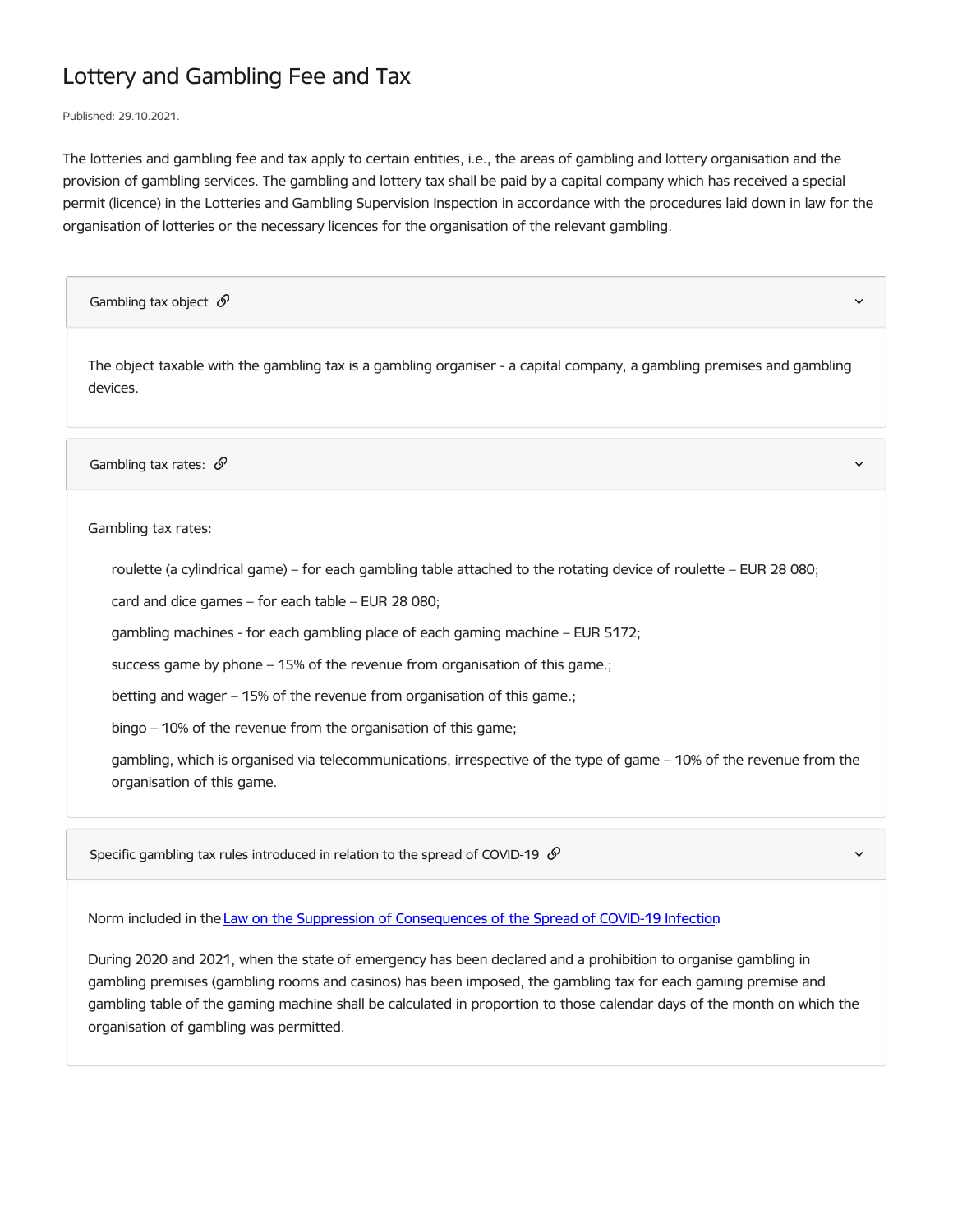# Lottery and Gambling Fee and Tax

Published: 29.10.2021.

The lotteries and gambling fee and tax apply to certain entities, i.e., the areas of gambling and lottery organisation and the provision of gambling services. The gambling and lottery tax shall be paid by a capital company which has received a special permit (licence) in the Lotteries and Gambling Supervision Inspection in accordance with the procedures laid down in law for the organisation of lotteries or the necessary licences for the organisation of the relevant gambling.

## Gambling tax object

The object taxable with the gambling tax is a gambling organiser - a capital company, a gambling premises and gambling devices.

## Gambling tax rates:

Gambling tax rates:

- roulette (a cylindrical game) – for each gambling table attached to the rotating device of roulette – EUR 28 080;
- card and dice games – for each table – EUR 28 080;
- gambling machines - for each gambling place of each gaming machine – EUR 5172;
- success game by phone – 15% of the revenue from organisation of this game.;
- betting and wager – 15% of the revenue from organisation of this game.;
- bingo – 10% of the revenue from the organisation of this game;
- gambling, which is organised via telecommunications, irrespective of the type of game – 10% of the revenue from the organisation of this game.

## Specific gambling tax rules introduced in relation to the spread of COVID-19

Norm included in the [Law on the Suppression of Consequences of the Spread of COVID-19 Infection]

During 2020 and 2021, when the state of emergency has been declared and a prohibition to organise gambling in gambling premises (gambling rooms and casinos) has been imposed, the gambling tax for each gaming premise and gambling table of the gaming machine shall be calculated in proportion to those calendar days of the month on which the organisation of gambling was permitted.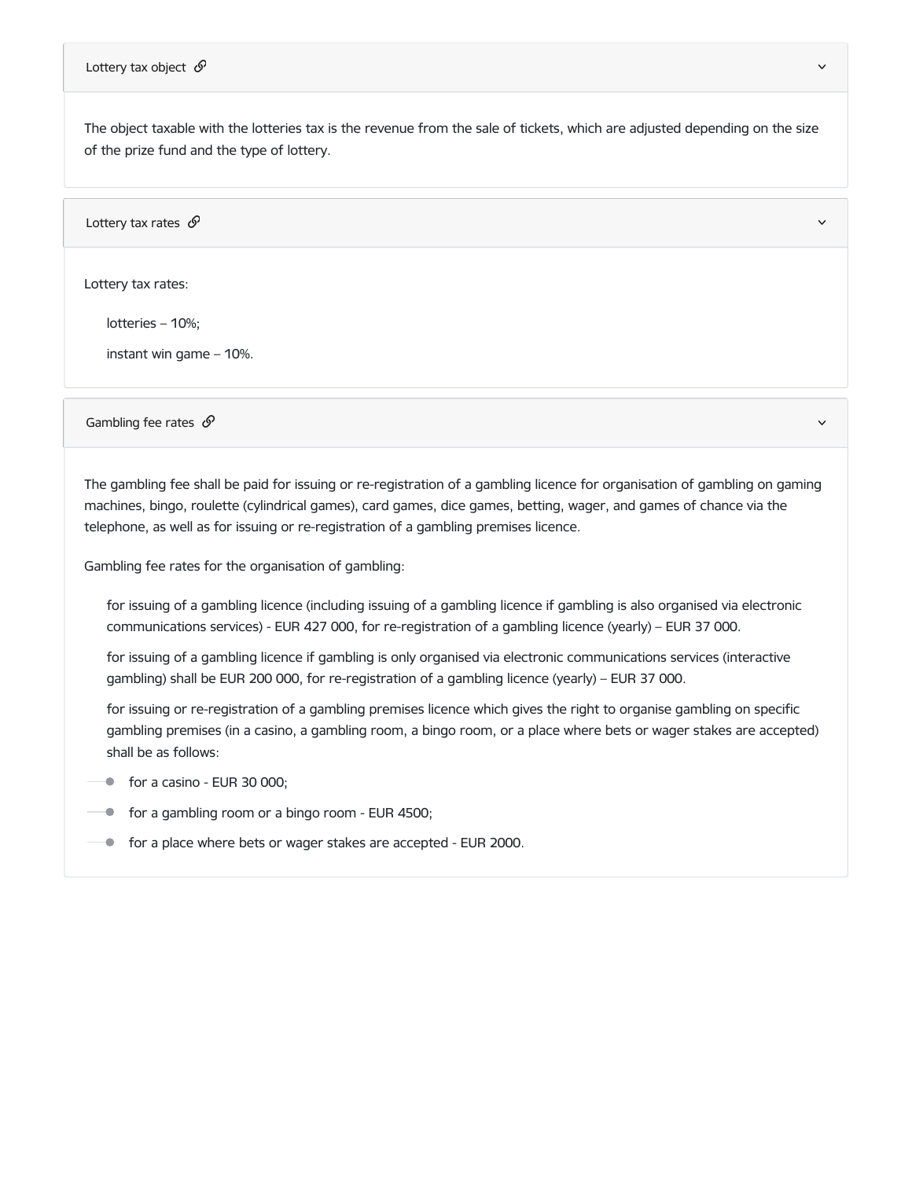## Lottery tax object

The object taxable with the lotteries tax is the revenue from the sale of tickets, which are adjusted depending on the size of the prize fund and the type of lottery.

## Lottery tax rates

Lottery tax rates:

lotteries – 10%;

instant win game – 10%.

## Gambling fee rates

The gambling fee shall be paid for issuing or re-registration of a gambling licence for organisation of gambling on gaming machines, bingo, roulette (cylindrical games), card games, dice games, betting, wager, and games of chance via the telephone, as well as for issuing or re-registration of a gambling premises licence.

Gambling fee rates for the organisation of gambling:

for issuing of a gambling licence (including issuing of a gambling licence if gambling is also organised via electronic communications services) - EUR 427 000, for re-registration of a gambling licence (yearly) – EUR 37 000.

for issuing of a gambling licence if gambling is only organised via electronic communications services (interactive gambling) shall be EUR 200 000, for re-registration of a gambling licence (yearly) – EUR 37 000.

for issuing or re-registration of a gambling premises licence which gives the right to organise gambling on specific gambling premises (in a casino, a gambling room, a bingo room, or a place where bets or wager stakes are accepted) shall be as follows:

- for a casino - EUR 30 000;
- for a gambling room or a bingo room - EUR 4500;
- for a place where bets or wager stakes are accepted - EUR 2000.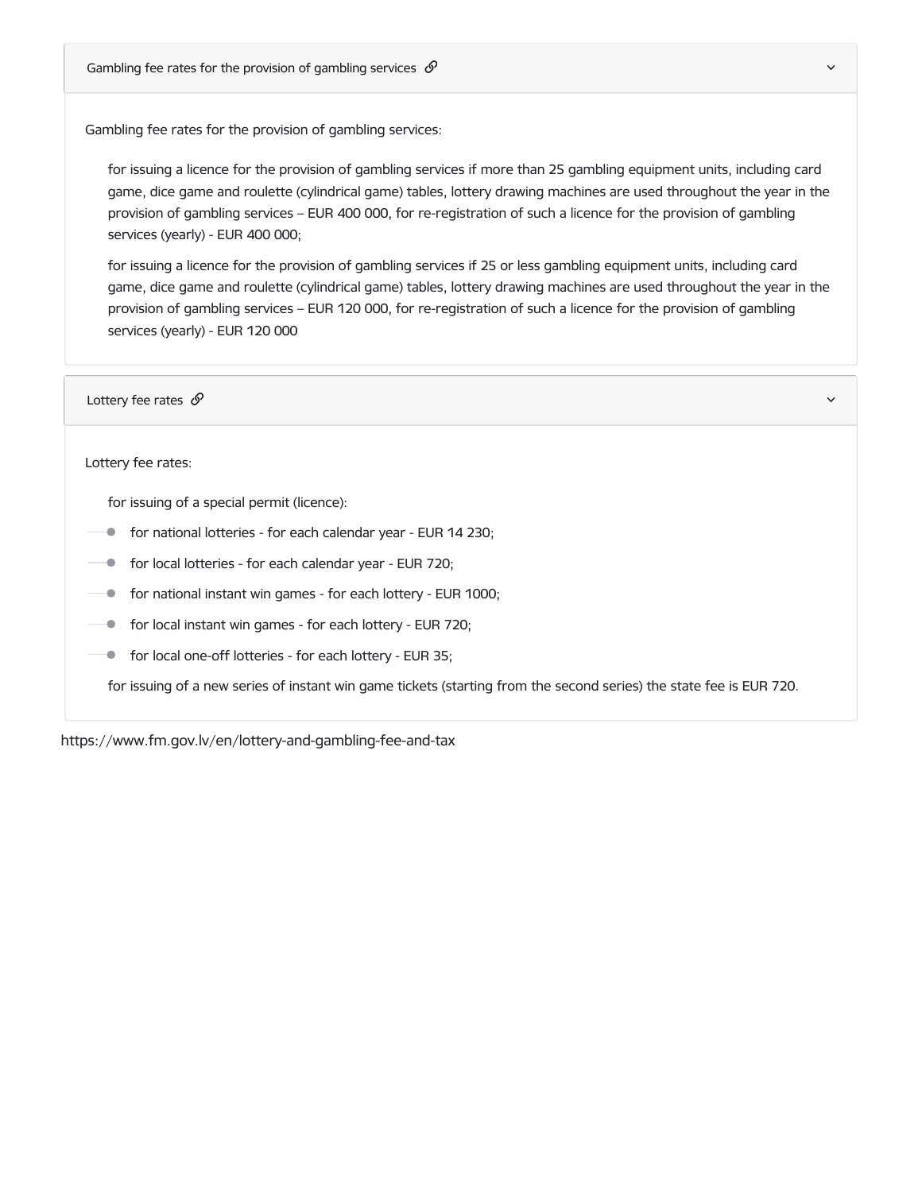## Gambling fee rates for the provision of gambling services

Gambling fee rates for the provision of gambling services:

for issuing a licence for the provision of gambling services if more than 25 gambling equipment units, including card game, dice game and roulette (cylindrical game) tables, lottery drawing machines are used throughout the year in the provision of gambling services – EUR 400 000, for re-registration of such a licence for the provision of gambling services (yearly) - EUR 400 000;

for issuing a licence for the provision of gambling services if 25 or less gambling equipment units, including card game, dice game and roulette (cylindrical game) tables, lottery drawing machines are used throughout the year in the provision of gambling services – EUR 120 000, for re-registration of such a licence for the provision of gambling services (yearly) - EUR 120 000

## Lottery fee rates

Lottery fee rates:

for issuing of a special permit (licence):

- for national lotteries - for each calendar year - EUR 14 230;
- for local lotteries - for each calendar year - EUR 720;
- for national instant win games - for each lottery - EUR 1000;
- for local instant win games - for each lottery - EUR 720;
- for local one-off lotteries - for each lottery - EUR 35;

for issuing of a new series of instant win game tickets (starting from the second series) the state fee is EUR 720.

https://www.fm.gov.lv/en/lottery-and-gambling-fee-and-tax